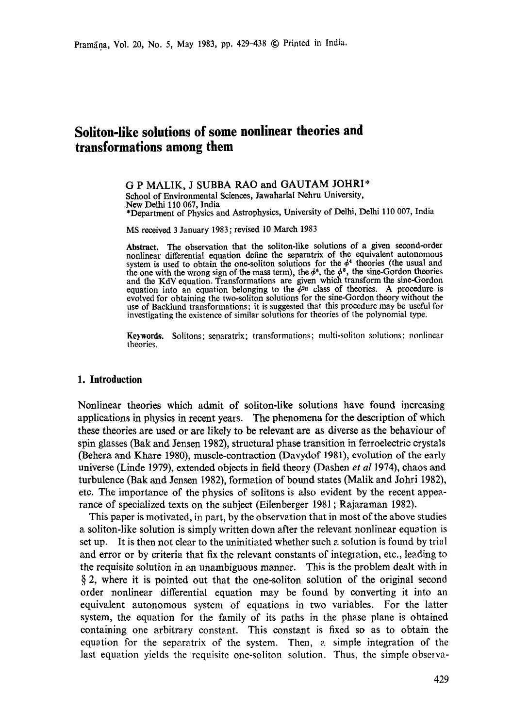# Soliton-like solutions of some nonlinear theories and transformations among them

G P MALIK, J SUBBA RAO and GAUTAM JOHRI*

School of Environmental Sciences, Jawaharlal Nehru University, New Delhi 110 067, India

*Department of Physics and Astrophysics, University of Delhi, Delhi 110 007, India

MS received 3 January 1983; revised 10 March 1983

**Abstract.** The observation that the soliton-like solutions of a given second-order nonlinear differential equation define the separatrix of the equivalent autonomous system is used to obtain the one-soliton solutions for the $\phi^4$ theories (the usual and the one with the wrong sign of the mass term), the $\phi^6$, the $\phi^8$, the sine-Gordon theories and the KdV equation. Transformations are given which transform the sine-Gordon equation into an equation belonging to the $\phi^{2n}$ class of theories. A procedure is evolved for obtaining the two-soliton solutions for the sine-Gordon theory without the use of Backlund transformations; it is suggested that this procedure may be useful for investigating the existence of similar solutions for theories of the polynomial type.

**Keywords.** Solitons; separatrix; transformations; multi-soliton solutions; nonlinear theories.

## 1. Introduction

Nonlinear theories which admit of soliton-like solutions have found increasing applications in physics in recent years. The phenomena for the description of which these theories are used or are likely to be relevant are as diverse as the behaviour of spin glasses (Bak and Jensen 1982), structural phase transition in ferroelectric crystals (Behera and Khare 1980), muscle-contraction (Davydof 1981), evolution of the early universe (Linde 1979), extended objects in field theory (Dashen *et al* 1974), chaos and turbulence (Bak and Jensen 1982), formation of bound states (Malik and Johri 1982), etc. The importance of the physics of solitons is also evident by the recent appearance of specialized texts on the subject (Eilenberger 1981; Rajaraman 1982).

This paper is motivated, in part, by the observation that in most of the above studies a soliton-like solution is simply written down after the relevant nonlinear equation is set up. It is then not clear to the uninitiated whether such a solution is found by trial and error or by criteria that fix the relevant constants of integration, etc., leading to the requisite solution in an unambiguous manner. This is the problem dealt with in § 2, where it is pointed out that the one-soliton solution of the original second order nonlinear differential equation may be found by converting it into an equivalent autonomous system of equations in two variables. For the latter system, the equation for the family of its paths in the phase plane is obtained containing one arbitrary constant. This constant is fixed so as to obtain the equation for the separatrix of the system. Then, a simple integration of the last equation yields the requisite one-soliton solution. Thus, the simple observa-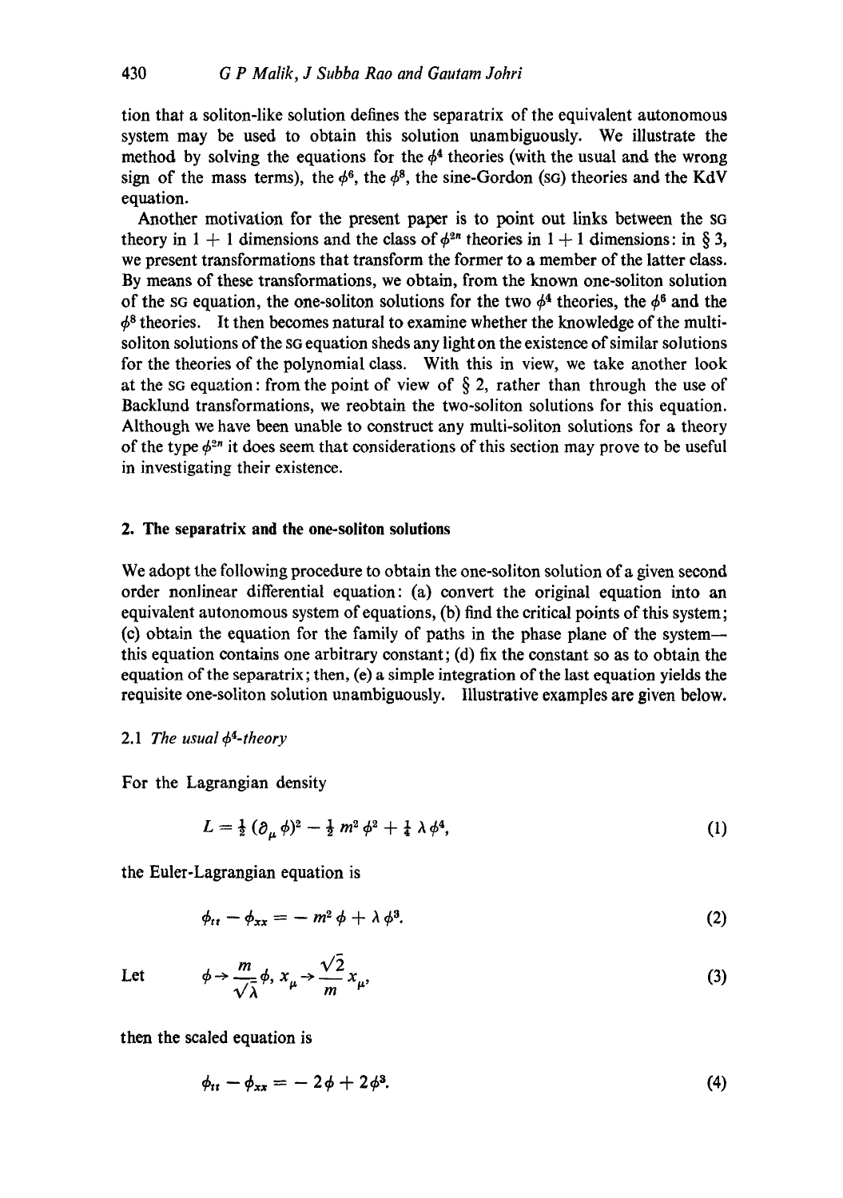tion that a soliton-like solution defines the separatrix of the equivalent autonomous system may be used to obtain this solution unambiguously. We illustrate the method by solving the equations for the $\phi^4$ theories (with the usual and the wrong sign of the mass terms), the $\phi^6$, the $\phi^8$, the sine-Gordon (SG) theories and the KdV equation.

Another motivation for the present paper is to point out links between the SG theory in $1+1$ dimensions and the class of $\phi^{2n}$ theories in $1+1$ dimensions: in § 3, we present transformations that transform the former to a member of the latter class. By means of these transformations, we obtain, from the known one-soliton solution of the SG equation, the one-soliton solutions for the two $\phi^4$ theories, the $\phi^6$ and the $\phi^8$ theories. It then becomes natural to examine whether the knowledge of the multi-soliton solutions of the SG equation sheds any light on the existence of similar solutions for the theories of the polynomial class. With this in view, we take another look at the SG equation: from the point of view of § 2, rather than through the use of Backlund transformations, we reobtain the two-soliton solutions for this equation. Although we have been unable to construct any multi-soliton solutions for a theory of the type $\phi^{2n}$ it does seem that considerations of this section may prove to be useful in investigating their existence.

## 2. The separatrix and the one-soliton solutions

We adopt the following procedure to obtain the one-soliton solution of a given second order nonlinear differential equation: (a) convert the original equation into an equivalent autonomous system of equations, (b) find the critical points of this system; (c) obtain the equation for the family of paths in the phase plane of the system—this equation contains one arbitrary constant; (d) fix the constant so as to obtain the equation of the separatrix; then, (e) a simple integration of the last equation yields the requisite one-soliton solution unambiguously. Illustrative examples are given below.

### 2.1 *The usual $\phi^4$-theory*

For the Lagrangian density

$$L = \tfrac{1}{2}(\partial_\mu \phi)^2 - \tfrac{1}{2} m^2 \phi^2 + \tfrac{1}{4} \lambda \phi^4, \tag{1}$$

the Euler-Lagrangian equation is

$$\phi_{tt} - \phi_{xx} = - m^2 \phi + \lambda \phi^3. \tag{2}$$

Let

$$\phi \to \frac{m}{\sqrt{\lambda}} \phi, \; x_\mu \to \frac{\sqrt{2}}{m} x_\mu, \tag{3}$$

then the scaled equation is

$$\phi_{tt} - \phi_{xx} = -2\phi + 2\phi^3. \tag{4}$$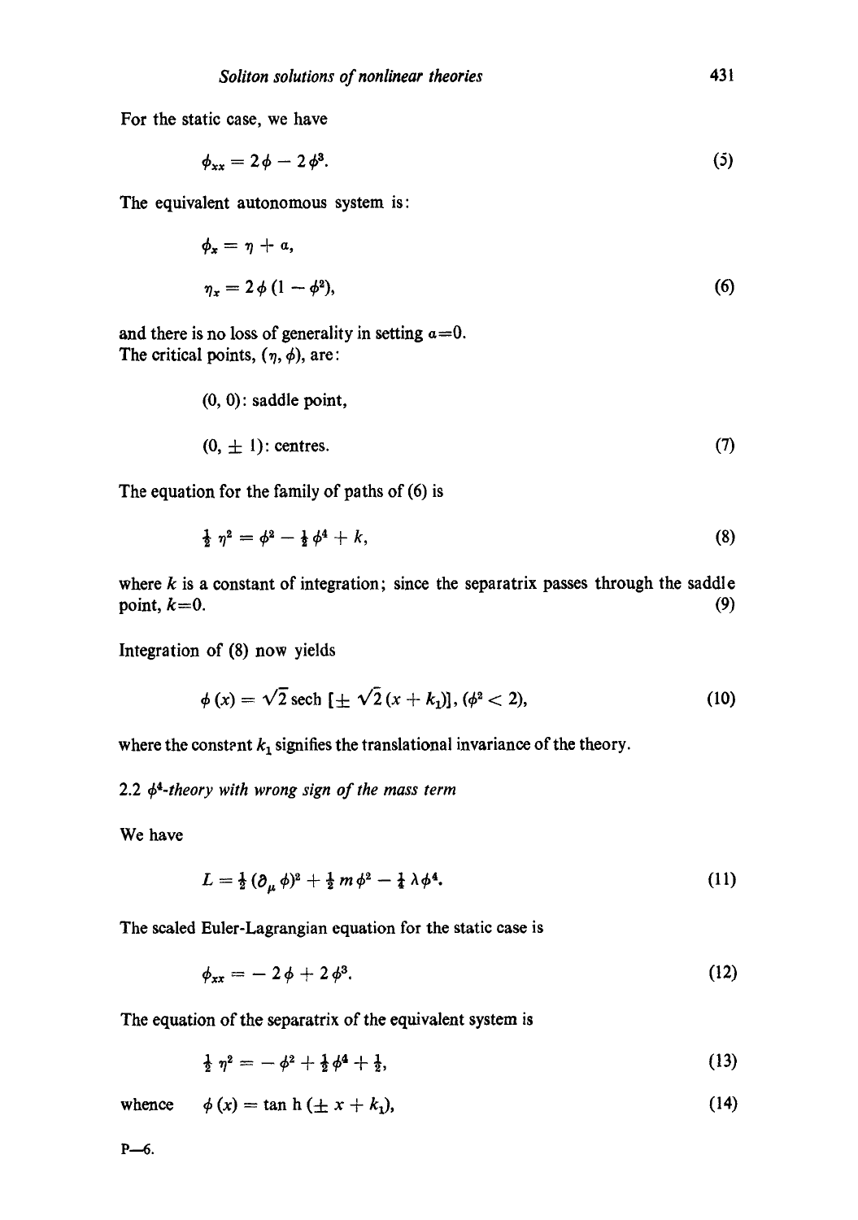For the static case, we have

$$\phi_{xx} = 2\phi - 2\phi^3. \tag{5}$$

The equivalent autonomous system is:

$$\begin{aligned} \phi_x &= \eta + a, \\ \eta_x &= 2\phi\,(1 - \phi^2), \end{aligned} \tag{6}$$

and there is no loss of generality in setting $a=0$.
The critical points, $(\eta, \phi)$, are:

$$\begin{aligned} &(0,\, 0)\text{: saddle point,} \\ &(0,\, \pm\, 1)\text{: centres.} \end{aligned} \tag{7}$$

The equation for the family of paths of (6) is

$$\tfrac{1}{2}\,\eta^2 = \phi^2 - \tfrac{1}{2}\,\phi^4 + k, \tag{8}$$

where $k$ is a constant of integration; since the separatrix passes through the saddle point, $k=0$. (9)

Integration of (8) now yields

$$\phi\,(x) = \sqrt{2}\,\text{sech}\,[\pm\,\sqrt{2}\,(x + k_1)],\; (\phi^2 < 2), \tag{10}$$

where the constant $k_1$ signifies the translational invariance of the theory.

### 2.2 $\phi^4$-*theory with wrong sign of the mass term*

We have

$$L = \tfrac{1}{2}\,(\partial_\mu\,\phi)^2 + \tfrac{1}{2}\,m\,\phi^2 - \tfrac{1}{4}\,\lambda\phi^4. \tag{11}$$

The scaled Euler-Lagrangian equation for the static case is

$$\phi_{xx} = -\,2\,\phi + 2\,\phi^3. \tag{12}$$

The equation of the separatrix of the equivalent system is

$$\tfrac{1}{2}\,\eta^2 = -\,\phi^2 + \tfrac{1}{2}\,\phi^4 + \tfrac{1}{2}, \tag{13}$$

whence $\quad \phi\,(x) = \tan\text{h}\,(\pm\,x + k_1), \qquad (14)$

P—6.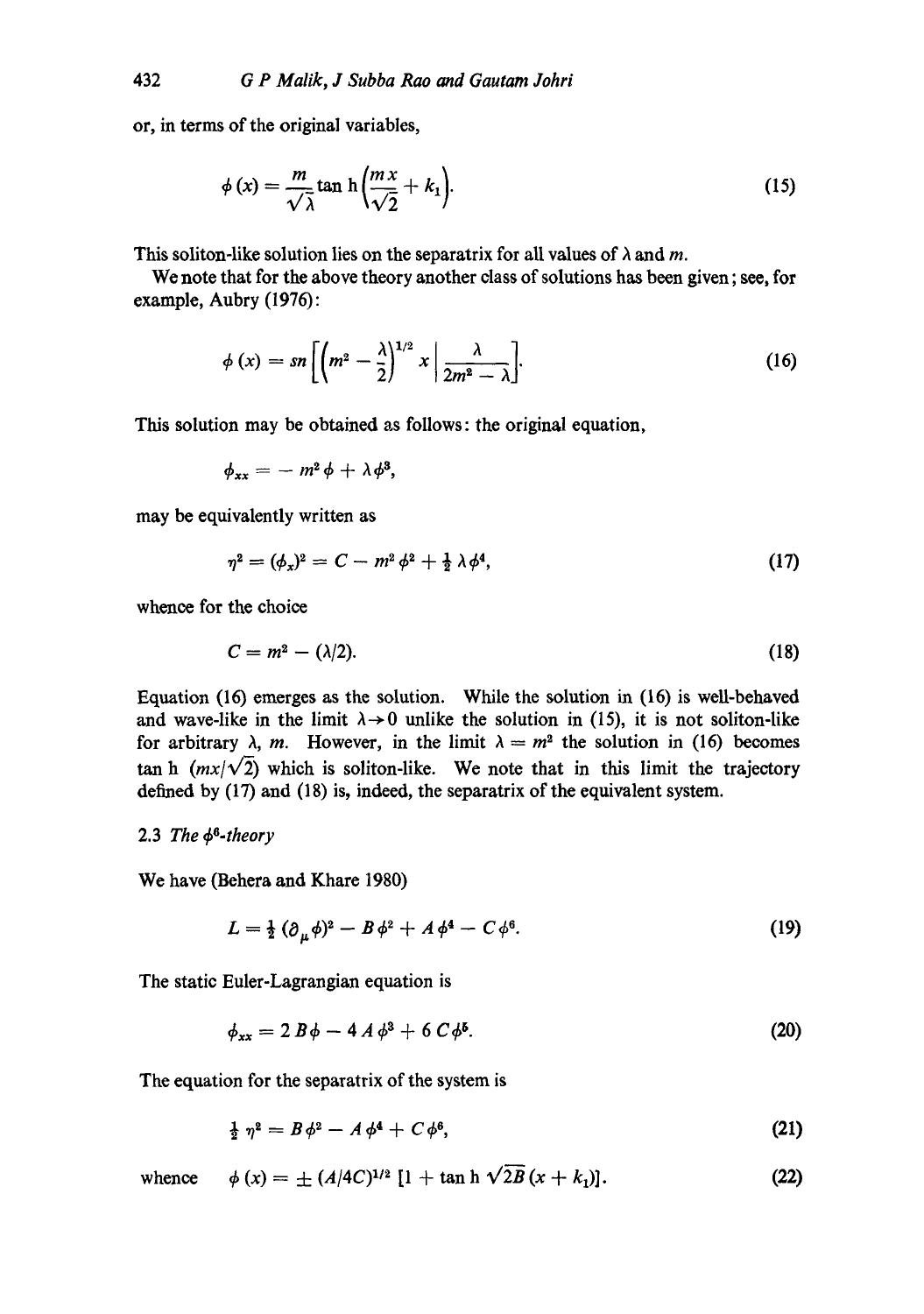or, in terms of the original variables,

$$\phi(x) = \frac{m}{\sqrt{\lambda}} \tan \mathrm{h}\left(\frac{mx}{\sqrt{2}} + k_1\right). \tag{15}$$

This soliton-like solution lies on the separatrix for all values of $\lambda$ and $m$.

We note that for the above theory another class of solutions has been given; see, for example, Aubry (1976):

$$\phi(x) = sn\left[\left(m^2 - \frac{\lambda}{2}\right)^{1/2} x \,\middle|\, \frac{\lambda}{2m^2 - \lambda}\right]. \tag{16}$$

This solution may be obtained as follows: the original equation,

$$\phi_{xx} = -m^2\phi + \lambda\phi^3,$$

may be equivalently written as

$$\eta^2 = (\phi_x)^2 = C - m^2\phi^2 + \tfrac{1}{2}\lambda\phi^4, \tag{17}$$

whence for the choice

$$C = m^2 - (\lambda/2). \tag{18}$$

Equation (16) emerges as the solution. While the solution in (16) is well-behaved and wave-like in the limit $\lambda \to 0$ unlike the solution in (15), it is not soliton-like for arbitrary $\lambda$, $m$. However, in the limit $\lambda = m^2$ the solution in (16) becomes $\tan \mathrm{h}\ (mx/\sqrt{2})$ which is soliton-like. We note that in this limit the trajectory defined by (17) and (18) is, indeed, the separatrix of the equivalent system.

### 2.3 *The $\phi^6$-theory*

We have (Behera and Khare 1980)

$$L = \tfrac{1}{2}(\partial_\mu \phi)^2 - B\phi^2 + A\phi^4 - C\phi^6. \tag{19}$$

The static Euler-Lagrangian equation is

$$\phi_{xx} = 2B\phi - 4A\phi^3 + 6C\phi^5. \tag{20}$$

The equation for the separatrix of the system is

$$\tfrac{1}{2}\eta^2 = B\phi^2 - A\phi^4 + C\phi^6, \tag{21}$$

whence $\quad \phi(x) = \pm (A/4C)^{1/2}\,[1 + \tan \mathrm{h}\,\sqrt{2B}\,(x + k_1)]. \qquad (22)$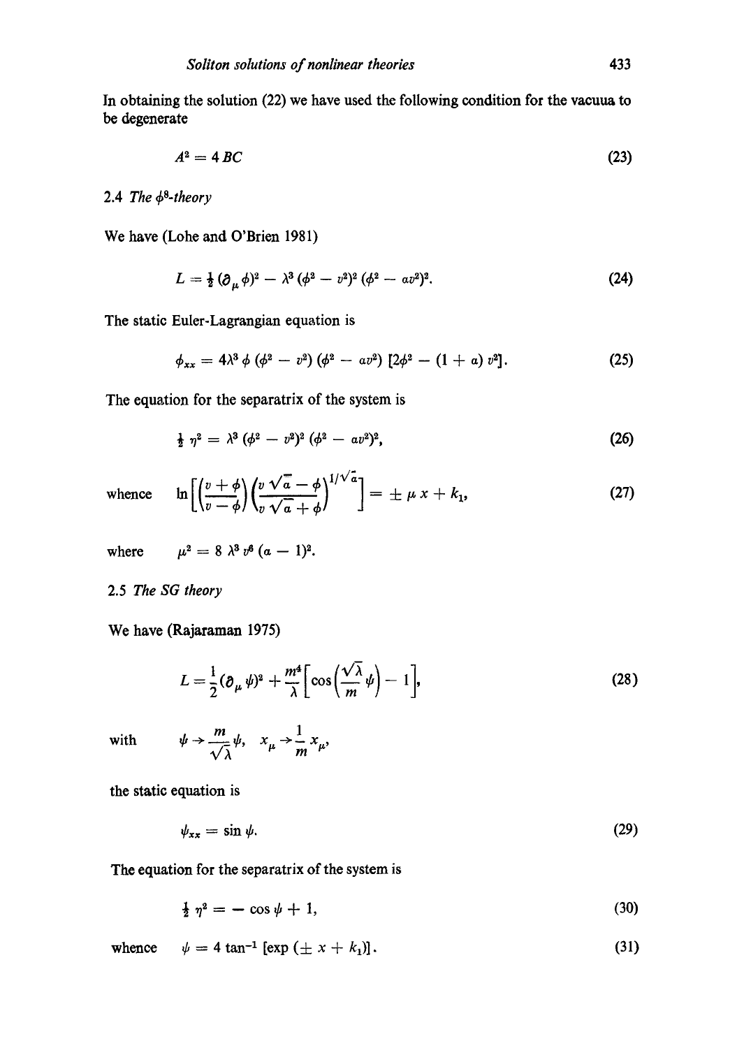In obtaining the solution (22) we have used the following condition for the vacuua to be degenerate

$$A^2 = 4\,BC \tag{23}$$

### 2.4 *The $\phi^8$-theory*

We have (Lohe and O'Brien 1981)

$$L = \tfrac{1}{2}(\partial_\mu \phi)^2 - \lambda^3 (\phi^2 - v^2)^2 (\phi^2 - av^2)^2. \tag{24}$$

The static Euler-Lagrangian equation is

$$\phi_{xx} = 4\lambda^3 \phi\,(\phi^2 - v^2)(\phi^2 - av^2)\,[2\phi^2 - (1 + a)\,v^2]. \tag{25}$$

The equation for the separatrix of the system is

$$\tfrac{1}{2}\,\eta^2 = \lambda^3 (\phi^2 - v^2)^2 (\phi^2 - av^2)^2, \tag{26}$$

whence
$$\ln\left[\left(\frac{v + \phi}{v - \phi}\right)\left(\frac{v\sqrt{a} - \phi}{v\sqrt{a} + \phi}\right)^{1/\sqrt{a}}\right] = \pm\,\mu\,x + k_1, \tag{27}$$

where $\mu^2 = 8\,\lambda^3 v^6 (a - 1)^2$.

### 2.5 *The SG theory*

We have (Rajaraman 1975)

$$L = \frac{1}{2}(\partial_\mu \psi)^2 + \frac{m^4}{\lambda}\left[\cos\left(\frac{\sqrt{\lambda}}{m}\psi\right) - 1\right], \tag{28}$$

with $\psi \to \dfrac{m}{\sqrt{\lambda}}\psi,\quad x_\mu \to \dfrac{1}{m}\,x_\mu,$

the static equation is

$$\psi_{xx} = \sin\psi. \tag{29}$$

The equation for the separatrix of the system is

$$\tfrac{1}{2}\,\eta^2 = -\cos\psi + 1, \tag{30}$$

whence
$$\psi = 4\tan^{-1}[\exp(\pm\,x + k_1)]. \tag{31}$$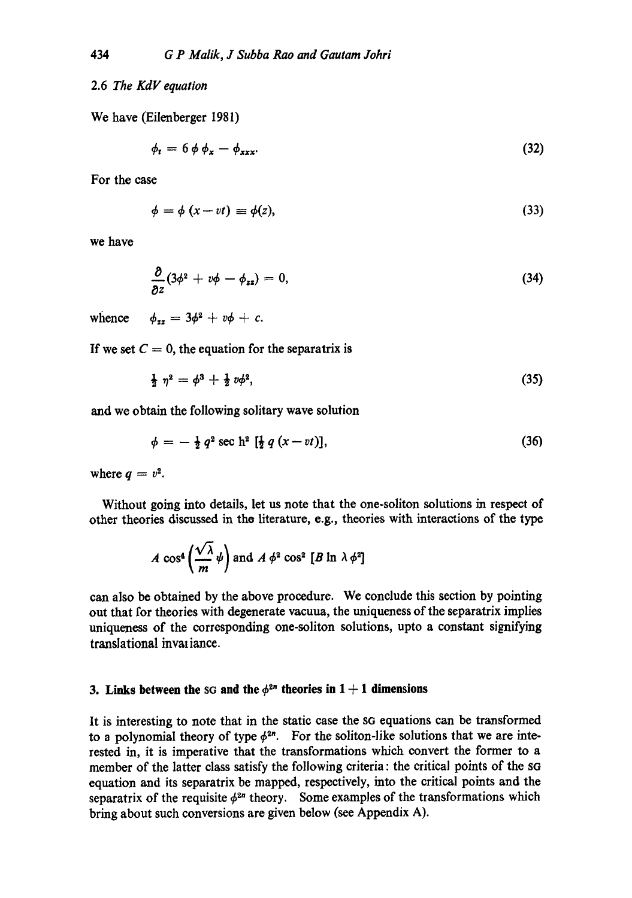### 2.6 *The KdV equation*

We have (Eilenberger 1981)

$$\phi_t = 6\,\phi\,\phi_x - \phi_{xxx}. \tag{32}$$

For the case

$$\phi = \phi\,(x - vt) \equiv \phi(z), \tag{33}$$

we have

$$\frac{\partial}{\partial z}(3\phi^2 + v\phi - \phi_{zz}) = 0, \tag{34}$$

whence $\quad \phi_{zz} = 3\phi^2 + v\phi + c.$

If we set $C = 0$, the equation for the separatrix is

$$\tfrac{1}{2}\,\eta^2 = \phi^3 + \tfrac{1}{2}\,v\phi^2, \tag{35}$$

and we obtain the following solitary wave solution

$$\phi = -\tfrac{1}{2}\,q^2 \sec \mathrm{h}^2\,[\tfrac{1}{2}\,q\,(x - vt)], \tag{36}$$

where $q = v^2$.

Without going into details, let us note that the one-soliton solutions in respect of other theories discussed in the literature, e.g., theories with interactions of the type

$$A \cos^4\left(\frac{\sqrt{\lambda}}{m}\,\psi\right) \text{ and } A\,\phi^2 \cos^2\,[B \ln \lambda\,\phi^2]$$

can also be obtained by the above procedure. We conclude this section by pointing out that for theories with degenerate vacuua, the uniqueness of the separatrix implies uniqueness of the corresponding one-soliton solutions, upto a constant signifying translational invariance.

## 3. Links between the SG and the $\phi^{2n}$ theories in $1 + 1$ dimensions

It is interesting to note that in the static case the SG equations can be transformed to a polynomial theory of type $\phi^{2n}$. For the soliton-like solutions that we are interested in, it is imperative that the transformations which convert the former to a member of the latter class satisfy the following criteria: the critical points of the SG equation and its separatrix be mapped, respectively, into the critical points and the separatrix of the requisite $\phi^{2n}$ theory. Some examples of the transformations which bring about such conversions are given below (see Appendix A).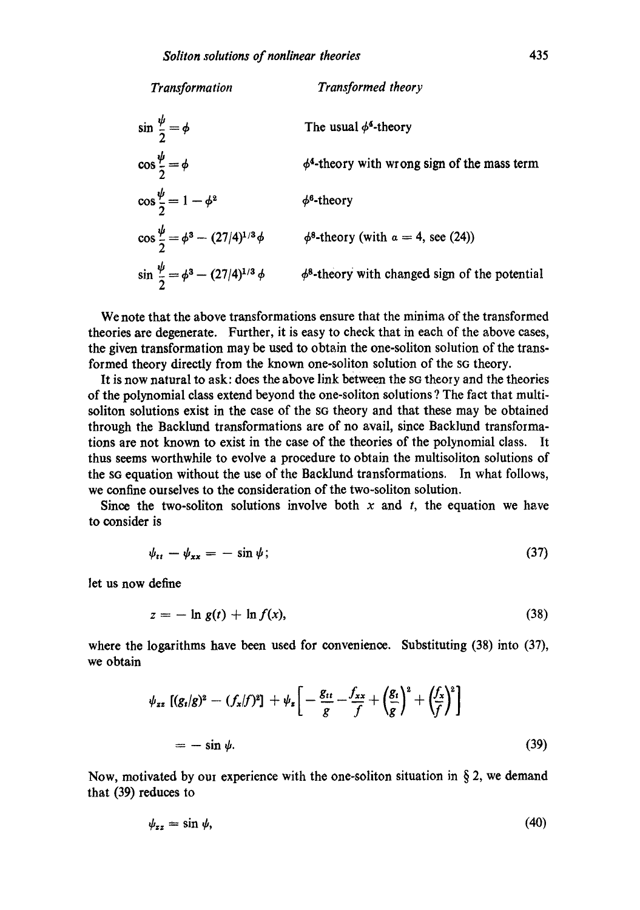| *Transformation* | *Transformed theory* |
| --- | --- |
| $\sin \frac{\psi}{2} = \phi$ | The usual $\phi^4$-theory |
| $\cos \frac{\psi}{2} = \phi$ | $\phi^4$-theory with wrong sign of the mass term |
| $\cos \frac{\psi}{2} = 1 - \phi^2$ | $\phi^6$-theory |
| $\cos \frac{\psi}{2} = \phi^3 - (27/4)^{1/3}\phi$ | $\phi^8$-theory (with $a = 4$, see (24)) |
| $\sin \frac{\psi}{2} = \phi^3 - (27/4)^{1/3}\phi$ | $\phi^8$-theory with changed sign of the potential |

We note that the above transformations ensure that the minima of the transformed theories are degenerate. Further, it is easy to check that in each of the above cases, the given transformation may be used to obtain the one-soliton solution of the transformed theory directly from the known one-soliton solution of the SG theory.

It is now natural to ask: does the above link between the SG theory and the theories of the polynomial class extend beyond the one-soliton solutions? The fact that multi-soliton solutions exist in the case of the SG theory and that these may be obtained through the Backlund transformations are of no avail, since Backlund transformations are not known to exist in the case of the theories of the polynomial class. It thus seems worthwhile to evolve a procedure to obtain the multisoliton solutions of the SG equation without the use of the Backlund transformations. In what follows, we confine ourselves to the consideration of the two-soliton solution.

Since the two-soliton solutions involve both $x$ and $t$, the equation we have to consider is

$$\psi_{tt} - \psi_{xx} = -\sin \psi; \tag{37}$$

let us now define

$$z = -\ln g(t) + \ln f(x), \tag{38}$$

where the logarithms have been used for convenience. Substituting (38) into (37), we obtain

$$\psi_{zz}\left[(g_t/g)^2 - (f_x/f)^2\right] + \psi_z\left[-\frac{g_{tt}}{g} - \frac{f_{xx}}{f} + \left(\frac{g_t}{g}\right)^2 + \left(\frac{f_x}{f}\right)^2\right]$$

$$= -\sin \psi. \tag{39}$$

Now, motivated by our experience with the one-soliton situation in § 2, we demand that (39) reduces to

$$\psi_{zz} = \sin \psi, \tag{40}$$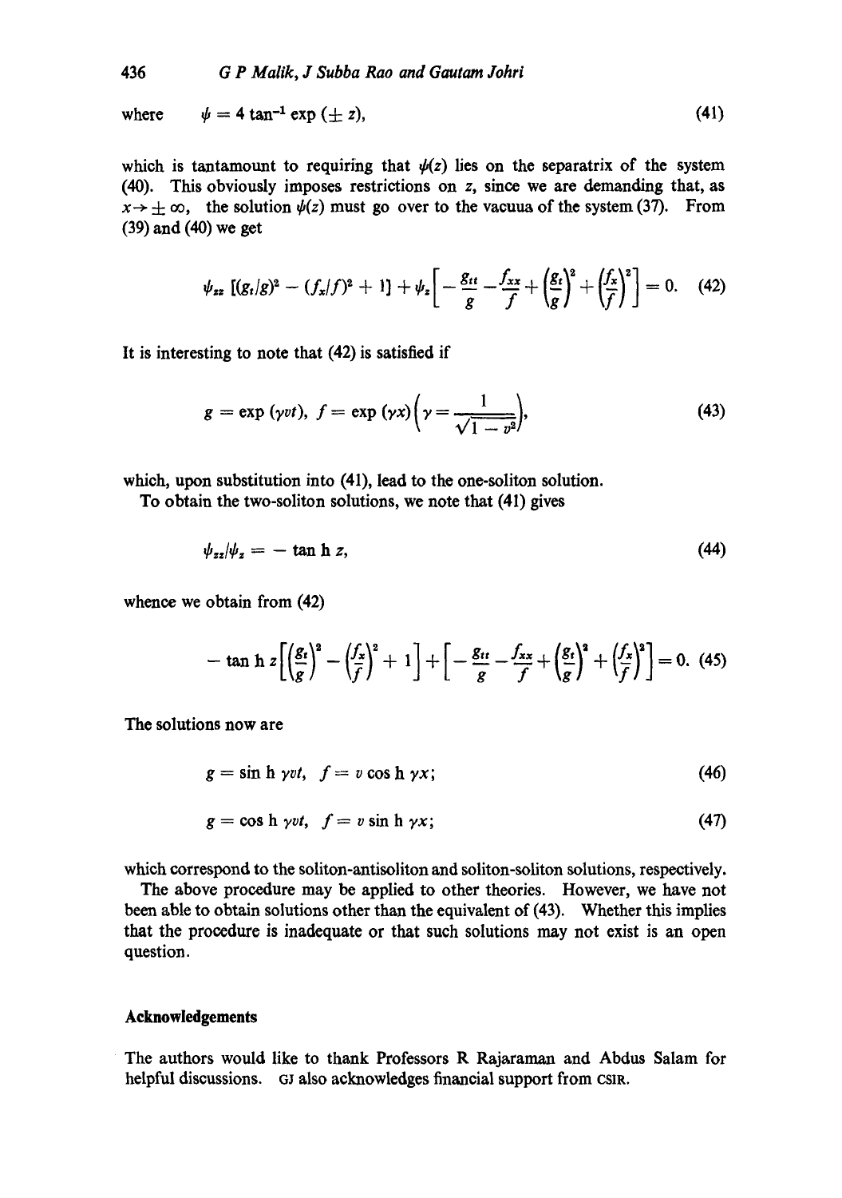where $\quad \psi = 4 \tan^{-1} \exp(\pm z), \quad (41)$

which is tantamount to requiring that $\psi(z)$ lies on the separatrix of the system (40). This obviously imposes restrictions on $z$, since we are demanding that, as $x \to \pm\infty$, the solution $\psi(z)$ must go over to the vacuua of the system (37). From (39) and (40) we get

$$\psi_{zz}\,[(g_t/g)^2 - (f_x/f)^2 + 1] + \psi_z\left[-\frac{g_{tt}}{g} - \frac{f_{xx}}{f} + \left(\frac{g_t}{g}\right)^2 + \left(\frac{f_x}{f}\right)^2\right] = 0. \quad (42)$$

It is interesting to note that (42) is satisfied if

$$g = \exp(\gamma v t),\; f = \exp(\gamma x)\left(\gamma = \frac{1}{\sqrt{1-v^2}}\right), \quad (43)$$

which, upon substitution into (41), lead to the one-soliton solution.

To obtain the two-soliton solutions, we note that (41) gives

$$\psi_{zz}/\psi_z = -\tan\mathrm{h}\, z, \quad (44)$$

whence we obtain from (42)

$$-\tan\mathrm{h}\, z\left[\left(\frac{g_t}{g}\right)^2 - \left(\frac{f_x}{f}\right)^2 + 1\right] + \left[-\frac{g_{tt}}{g} - \frac{f_{xx}}{f} + \left(\frac{g_t}{g}\right)^2 + \left(\frac{f_x}{f}\right)^2\right] = 0. \quad (45)$$

The solutions now are

$$g = \sin\mathrm{h}\,\gamma v t,\quad f = v\cos\mathrm{h}\,\gamma x; \quad (46)$$

$$g = \cos\mathrm{h}\,\gamma v t,\quad f = v\sin\mathrm{h}\,\gamma x; \quad (47)$$

which correspond to the soliton-antisoliton and soliton-soliton solutions, respectively.

The above procedure may be applied to other theories. However, we have not been able to obtain solutions other than the equivalent of (43). Whether this implies that the procedure is inadequate or that such solutions may not exist is an open question.

## Acknowledgements

The authors would like to thank Professors R Rajaraman and Abdus Salam for helpful discussions. GJ also acknowledges financial support from CSIR.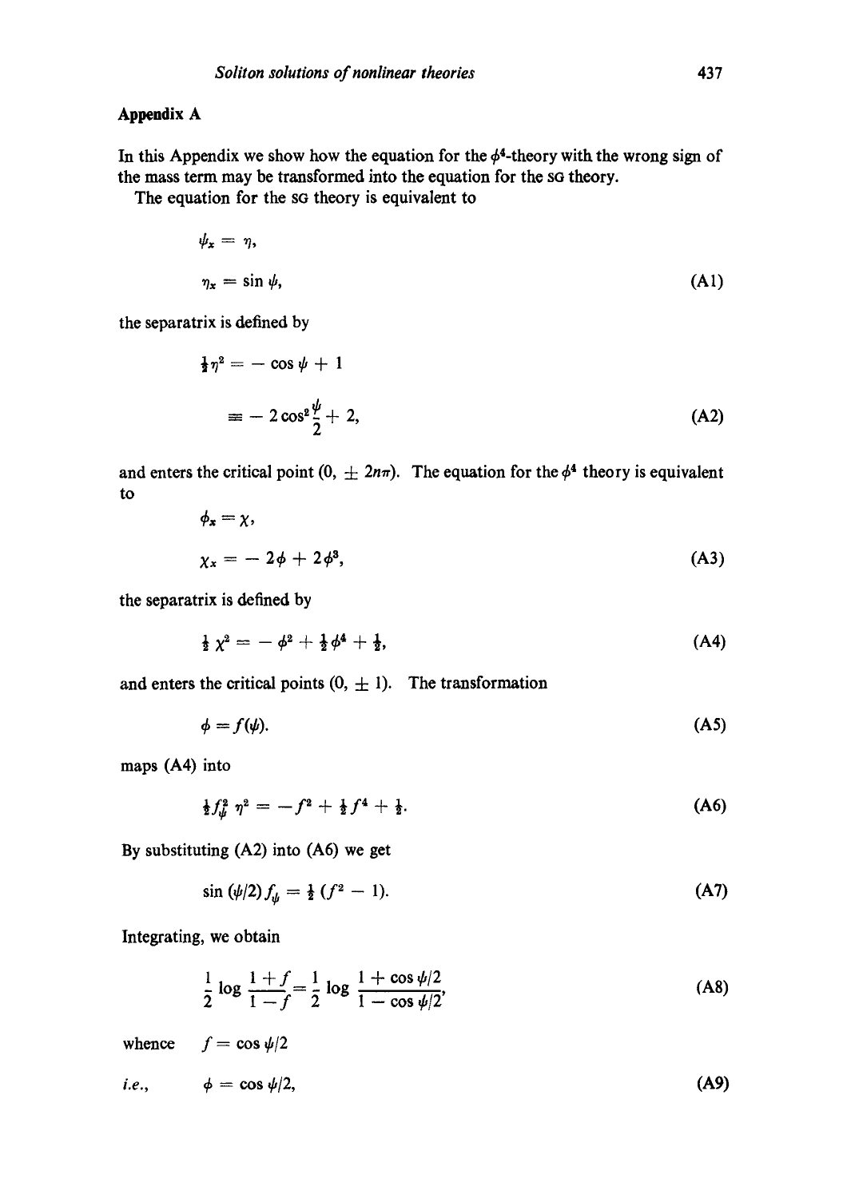## Appendix A

In this Appendix we show how the equation for the $\phi^4$-theory with the wrong sign of the mass term may be transformed into the equation for the SG theory.

The equation for the SG theory is equivalent to

$$\psi_x = \eta,$$

$$\eta_x = \sin\psi, \tag{A1}$$

the separatrix is defined by

$$\tfrac{1}{2}\eta^2 = -\cos\psi + 1$$

$$\equiv -2\cos^2\frac{\psi}{2} + 2, \tag{A2}$$

and enters the critical point $(0, \pm 2n\pi)$. The equation for the $\phi^4$ theory is equivalent to

$$\phi_x = \chi,$$

$$\chi_x = -2\phi + 2\phi^3, \tag{A3}$$

the separatrix is defined by

$$\tfrac{1}{2}\chi^2 = -\phi^2 + \tfrac{1}{2}\phi^4 + \tfrac{1}{2}, \tag{A4}$$

and enters the critical points $(0, \pm 1)$. The transformation

$$\phi = f(\psi). \tag{A5}$$

maps (A4) into

$$\tfrac{1}{2}f_\psi^2\,\eta^2 = -f^2 + \tfrac{1}{2}f^4 + \tfrac{1}{2}. \tag{A6}$$

By substituting (A2) into (A6) we get

$$\sin(\psi/2)f_\psi = \tfrac{1}{2}(f^2 - 1). \tag{A7}$$

Integrating, we obtain

$$\frac{1}{2}\log\frac{1+f}{1-f} = \frac{1}{2}\log\frac{1+\cos\psi/2}{1-\cos\psi/2}, \tag{A8}$$

whence $\quad f = \cos\psi/2$

*i.e.*, $\quad \phi = \cos\psi/2, \qquad$ (A9)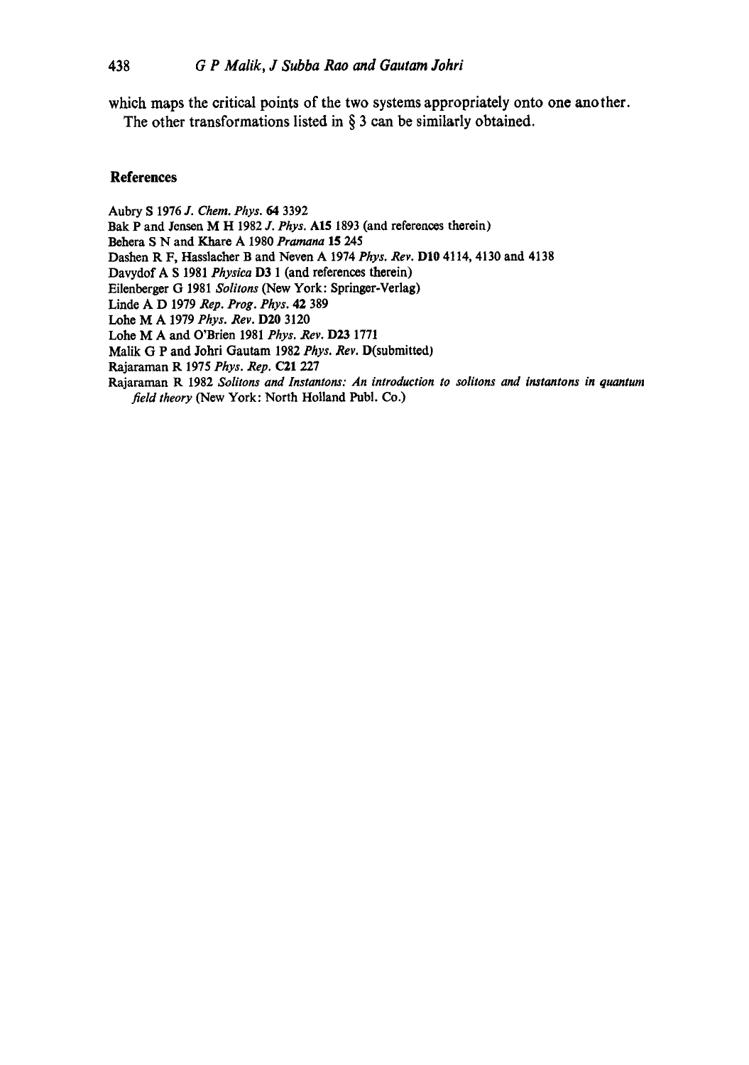which maps the critical points of the two systems appropriately onto one another.

The other transformations listed in § 3 can be similarly obtained.

## References

Aubry S 1976 *J. Chem. Phys.* **64** 3392

Bak P and Jensen M H 1982 *J. Phys.* **A15** 1893 (and references therein)

Behera S N and Khare A 1980 *Pramana* **15** 245

Dashen R F, Hasslacher B and Neven A 1974 *Phys. Rev.* **D10** 4114, 4130 and 4138

Davydof A S 1981 *Physica* **D3** 1 (and references therein)

Eilenberger G 1981 *Solitons* (New York: Springer-Verlag)

Linde A D 1979 *Rep. Prog. Phys.* **42** 389

Lohe M A 1979 *Phys. Rev.* **D20** 3120

Lohe M A and O'Brien 1981 *Phys. Rev.* **D23** 1771

Malik G P and Johri Gautam 1982 *Phys. Rev.* D(submitted)

Rajaraman R 1975 *Phys. Rep.* **C21** 227

Rajaraman R 1982 *Solitons and Instantons: An introduction to solitons and instantons in quantum field theory* (New York: North Holland Publ. Co.)